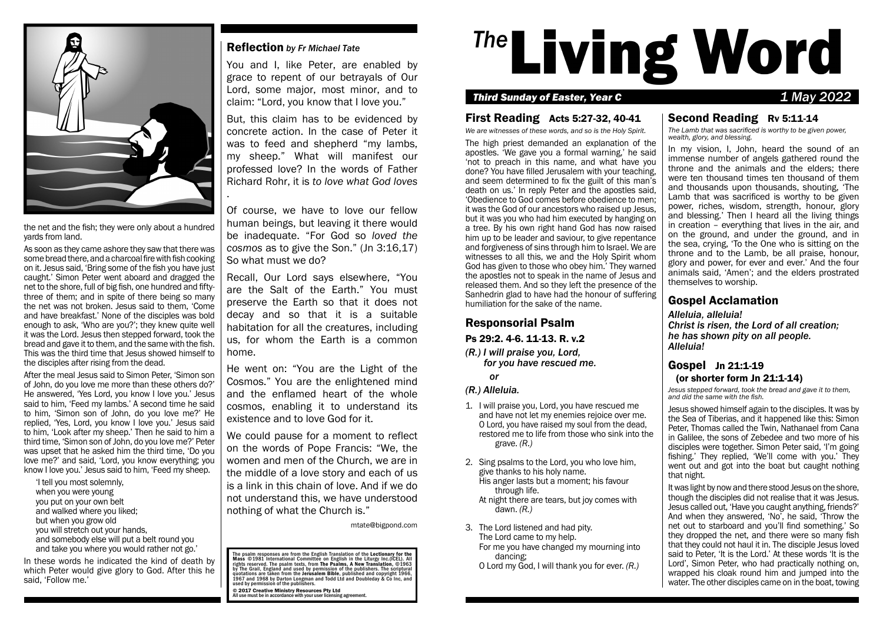# The Living Word

***Third Sunday of Easter, Year C*** ***1 May 2022***

## First Reading Acts 5:27-32, 40-41

*We are witnesses of these words, and so is the Holy Spirit.*

The high priest demanded an explanation of the apostles. 'We gave you a formal warning,' he said 'not to preach in this name, and what have you done? You have filled Jerusalem with your teaching, and seem determined to fix the guilt of this man's death on us.' In reply Peter and the apostles said, 'Obedience to God comes before obedience to men; it was the God of our ancestors who raised up Jesus, but it was you who had him executed by hanging on a tree. By his own right hand God has now raised him up to be leader and saviour, to give repentance and forgiveness of sins through him to Israel. We are witnesses to all this, we and the Holy Spirit whom God has given to those who obey him.' They warned the apostles not to speak in the name of Jesus and released them. And so they left the presence of the Sanhedrin glad to have had the honour of suffering humiliation for the sake of the name.

## Responsorial Psalm

### Ps 29:2. 4-6. 11-13. R. v.2

*(R.) I will praise you, Lord,*
*for you have rescued me.*

*or*

*(R.) Alleluia.*

1. I will praise you, Lord, you have rescued me
   and have not let my enemies rejoice over me.
   O Lord, you have raised my soul from the dead,
   restored me to life from those who sink into the grave. *(R.)*

2. Sing psalms to the Lord, you who love him,
   give thanks to his holy name.
   His anger lasts but a moment; his favour through life.
   At night there are tears, but joy comes with dawn. *(R.)*

3. The Lord listened and had pity.
   The Lord came to my help.
   For me you have changed my mourning into dancing;
   O Lord my God, I will thank you for ever. *(R.)*

## Second Reading Rv 5:11-14

*The Lamb that was sacrificed is worthy to be given power, wealth, glory, and blessing.*

In my vision, I, John, heard the sound of an immense number of angels gathered round the throne and the animals and the elders; there were ten thousand times ten thousand of them and thousands upon thousands, shouting, 'The Lamb that was sacrificed is worthy to be given power, riches, wisdom, strength, honour, glory and blessing.' Then I heard all the living things in creation – everything that lives in the air, and on the ground, and under the ground, and in the sea, crying, 'To the One who is sitting on the throne and to the Lamb, be all praise, honour, glory and power, for ever and ever.' And the four animals said, 'Amen'; and the elders prostrated themselves to worship.

## Gospel Acclamation

***Alleluia, alleluia!***
***Christ is risen, the Lord of all creation;***
***he has shown pity on all people.***
***Alleluia!***

## Gospel Jn 21:1-19 (or shorter form Jn 21:1-14)

*Jesus stepped forward, took the bread and gave it to them, and did the same with the fish.*

Jesus showed himself again to the disciples. It was by the Sea of Tiberias, and it happened like this: Simon Peter, Thomas called the Twin, Nathanael from Cana in Galilee, the sons of Zebedee and two more of his disciples were together. Simon Peter said, 'I'm going fishing.' They replied, 'We'll come with you.' They went out and got into the boat but caught nothing that night.

It was light by now and there stood Jesus on the shore, though the disciples did not realise that it was Jesus. Jesus called out, 'Have you caught anything, friends?' And when they answered, 'No', he said, 'Throw the net out to starboard and you'll find something.' So they dropped the net, and there were so many fish that they could not haul it in. The disciple Jesus loved said to Peter, 'It is the Lord.' At these words 'It is the Lord', Simon Peter, who had practically nothing on, wrapped his cloak round him and jumped into the water. The other disciples came on in the boat, towing the net and the fish; they were only about a hundred yards from land.

As soon as they came ashore they saw that there was some bread there, and a charcoal fire with fish cooking on it. Jesus said, 'Bring some of the fish you have just caught.' Simon Peter went aboard and dragged the net to the shore, full of big fish, one hundred and fifty-three of them; and in spite of there being so many the net was not broken. Jesus said to them, 'Come and have breakfast.' None of the disciples was bold enough to ask, 'Who are you?'; they knew quite well it was the Lord. Jesus then stepped forward, took the bread and gave it to them, and the same with the fish. This was the third time that Jesus showed himself to the disciples after rising from the dead.

After the meal Jesus said to Simon Peter, 'Simon son of John, do you love me more than these others do?' He answered, 'Yes Lord, you know I love you.' Jesus said to him, 'Feed my lambs.' A second time he said to him, 'Simon son of John, do you love me?' He replied, 'Yes, Lord, you know I love you.' Jesus said to him, 'Look after my sheep.' Then he said to him a third time, 'Simon son of John, do you love me?' Peter was upset that he asked him the third time, 'Do you love me?' and said, 'Lord, you know everything; you know I love you.' Jesus said to him, 'Feed my sheep.

'I tell you most solemnly,
when you were young
you put on your own belt
and walked where you liked;
but when you grow old
you will stretch out your hands,
and somebody else will put a belt round you
and take you where you would rather not go.'

In these words he indicated the kind of death by which Peter would give glory to God. After this he said, 'Follow me.'

## Reflection *by Fr Michael Tate*

You and I, like Peter, are enabled by grace to repent of our betrayals of Our Lord, some major, most minor, and to claim: "Lord, you know that I love you."

But, this claim has to be evidenced by concrete action. In the case of Peter it was to feed and shepherd "my lambs, my sheep." What will manifest our professed love? In the words of Father Richard Rohr, it is *to love what God loves* .

Of course, we have to love our fellow human beings, but leaving it there would be inadequate. "For God so *loved the cosmos* as to give the Son." (Jn 3:16,17) So what must we do?

Recall, Our Lord says elsewhere, "You are the Salt of the Earth." You must preserve the Earth so that it does not decay and so that it is a suitable habitation for all the creatures, including us, for whom the Earth is a common home.

He went on: "You are the Light of the Cosmos." You are the enlightened mind and the enflamed heart of the whole cosmos, enabling it to understand its existence and to love God for it.

We could pause for a moment to reflect on the words of Pope Francis: "We, the women and men of the Church, we are in the middle of a love story and each of us is a link in this chain of love. And if we do not understand this, we have understood nothing of what the Church is."

mtate@bigpond.com

The psalm responses are from the English Translation of the **Lectionary for the Mass** ©1981 International Committee on English in the Liturgy Inc.(ICEL). All rights reserved. The psalm texts, from **The Psalms, A New Translation**, ©1963 by The Grail, England and used by permission of the publishers. The scriptural quotations are taken from the **Jerusalem Bible**, published and copyright 1966, 1967 and 1968 by Darton Longman and Todd Ltd and Doubleday & Co Inc, and used by permission of the publishers.

**© 2017 Creative Ministry Resources Pty Ltd**
All use must be in accordance with your user licensing agreement.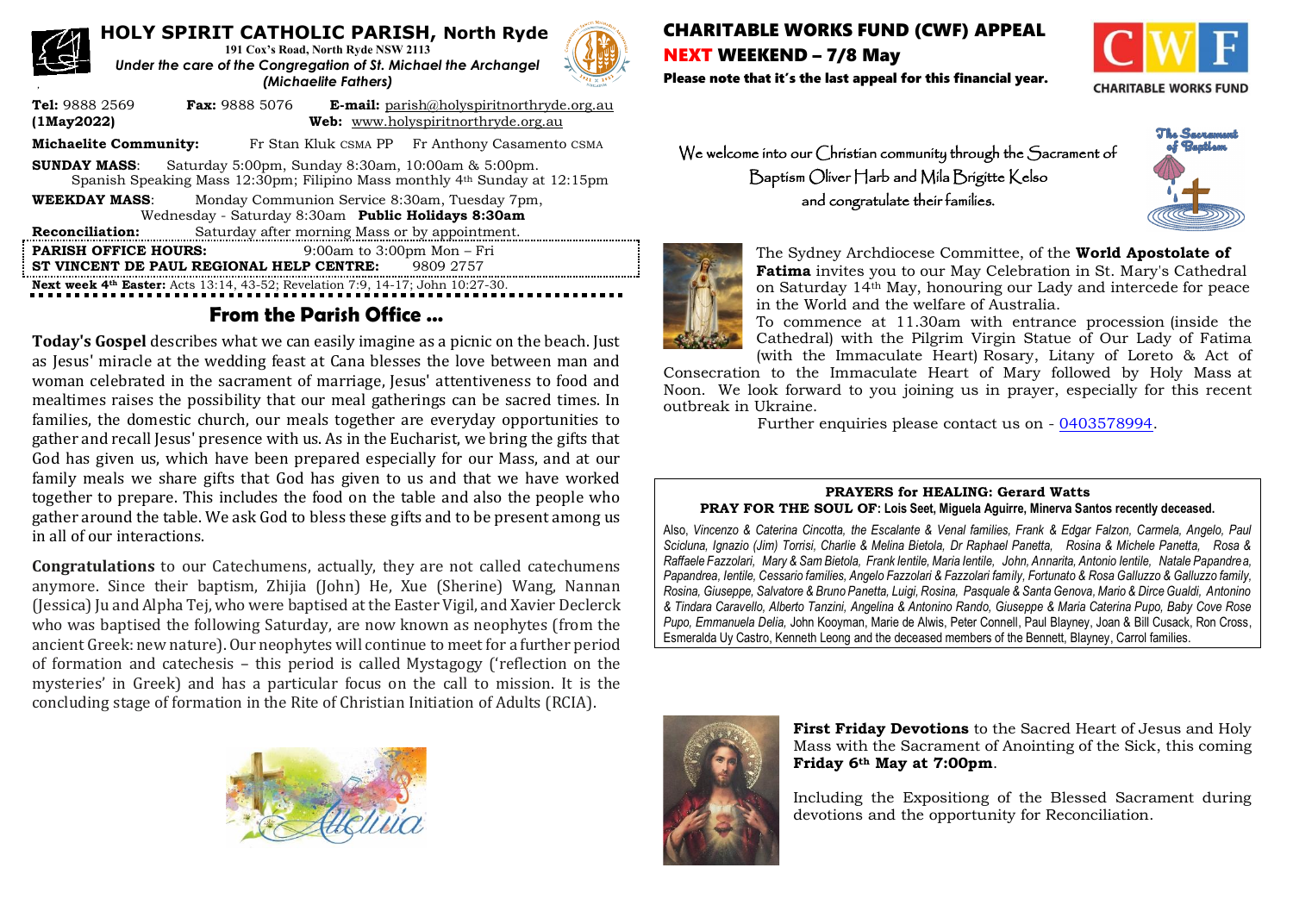# HOLY SPIRIT CATHOLIC PARISH, North Ryde

**191 Cox's Road, North Ryde NSW 2113**

*Under the care of the Congregation of St. Michael the Archangel (Michaelite Fathers)*

**Tel:** 9888 2569 **Fax:** 9888 5076 **E-mail:** parish@holyspiritnorthryde.org.au

**(1May2022)** **Web:** www.holyspiritnorthryde.org.au

**Michaelite Community:** Fr Stan Kluk CSMA PP Fr Anthony Casamento CSMA

**SUNDAY MASS**: Saturday 5:00pm, Sunday 8:30am, 10:00am & 5:00pm. Spanish Speaking Mass 12:30pm; Filipino Mass monthly 4th Sunday at 12:15pm

**WEEKDAY MASS**: Monday Communion Service 8:30am, Tuesday 7pm, Wednesday - Saturday 8:30am **Public Holidays 8:30am**

**Reconciliation:** Saturday after morning Mass or by appointment.

**PARISH OFFICE HOURS:** 9:00am to 3:00pm Mon – Fri

**ST VINCENT DE PAUL REGIONAL HELP CENTRE:** 9809 2757

**Next week 4th Easter:** Acts 13:14, 43-52; Revelation 7:9, 14-17; John 10:27-30.

## From the Parish Office …

**Today's Gospel** describes what we can easily imagine as a picnic on the beach. Just as Jesus' miracle at the wedding feast at Cana blesses the love between man and woman celebrated in the sacrament of marriage, Jesus' attentiveness to food and mealtimes raises the possibility that our meal gatherings can be sacred times. In families, the domestic church, our meals together are everyday opportunities to gather and recall Jesus' presence with us. As in the Eucharist, we bring the gifts that God has given us, which have been prepared especially for our Mass, and at our family meals we share gifts that God has given to us and that we have worked together to prepare. This includes the food on the table and also the people who gather around the table. We ask God to bless these gifts and to be present among us in all of our interactions.

**Congratulations** to our Catechumens, actually, they are not called catechumens anymore. Since their baptism, Zhijia (John) He, Xue (Sherine) Wang, Nannan (Jessica) Ju and Alpha Tej, who were baptised at the Easter Vigil, and Xavier Declerck who was baptised the following Saturday, are now known as neophytes (from the ancient Greek: new nature). Our neophytes will continue to meet for a further period of formation and catechesis – this period is called Mystagogy ('reflection on the mysteries' in Greek) and has a particular focus on the call to mission. It is the concluding stage of formation in the Rite of Christian Initiation of Adults (RCIA).

## CHARITABLE WORKS FUND (CWF) APPEAL NEXT WEEKEND – 7/8 May

**Please note that it's the last appeal for this financial year.**

We welcome into our Christian community through the Sacrament of Baptism Oliver Harb and Mila Brigitte Kelso and congratulate their families.

The Sydney Archdiocese Committee, of the **World Apostolate of Fatima** invites you to our May Celebration in St. Mary's Cathedral on Saturday 14th May, honouring our Lady and intercede for peace in the World and the welfare of Australia.

To commence at 11.30am with entrance procession (inside the Cathedral) with the Pilgrim Virgin Statue of Our Lady of Fatima (with the Immaculate Heart) Rosary, Litany of Loreto & Act of Consecration to the Immaculate Heart of Mary followed by Holy Mass at Noon. We look forward to you joining us in prayer, especially for this recent outbreak in Ukraine.

Further enquiries please contact us on - 0403578994.

**PRAYERS for HEALING: Gerard Watts**

**PRAY FOR THE SOUL OF: Lois Seit, Miguela Aguirre, Minerva Santos recently deceased.**

Also, *Vincenzo & Caterina Cincotta, the Escalante & Venal families, Frank & Edgar Falzon, Carmela, Angelo, Paul Scicluna, Ignazio (Jim) Torrisi, Charlie & Melina Bietola, Dr Raphael Panetta, Rosina & Michele Panetta, Rosa & Raffaele Fazzolari, Mary & Sam Bietola, Frank Ientile, Maria Ientile, John, Annarita, Antonio Ientile, Natale Papandrea, Papandrea, Ientile, Cessario families, Angelo Fazzolari & Fazzolari family, Fortunato & Rosa Galluzzo & Galluzzo family, Rosina, Giuseppe, Salvatore & Bruno Panetta, Luigi, Rosina, Pasquale & Santa Genova, Mario & Dirce Gualdi, Antonino & Tindara Caravello, Alberto Tanzini, Angelina & Antonino Rando, Giuseppe & Maria Caterina Pupo, Baby Cove Rose Pupo, Emmanuela Delia,* John Kooyman, Marie de Alwis, Peter Connell, Paul Blayney, Joan & Bill Cusack, Ron Cross, Esmeralda Uy Castro, Kenneth Leong and the deceased members of the Bennett, Blayney, Carrol families.

**First Friday Devotions** to the Sacred Heart of Jesus and Holy Mass with the Sacrament of Anointing of the Sick, this coming **Friday 6th May at 7:00pm**.

Including the Expositioning of the Blessed Sacrament during devotions and the opportunity for Reconciliation.